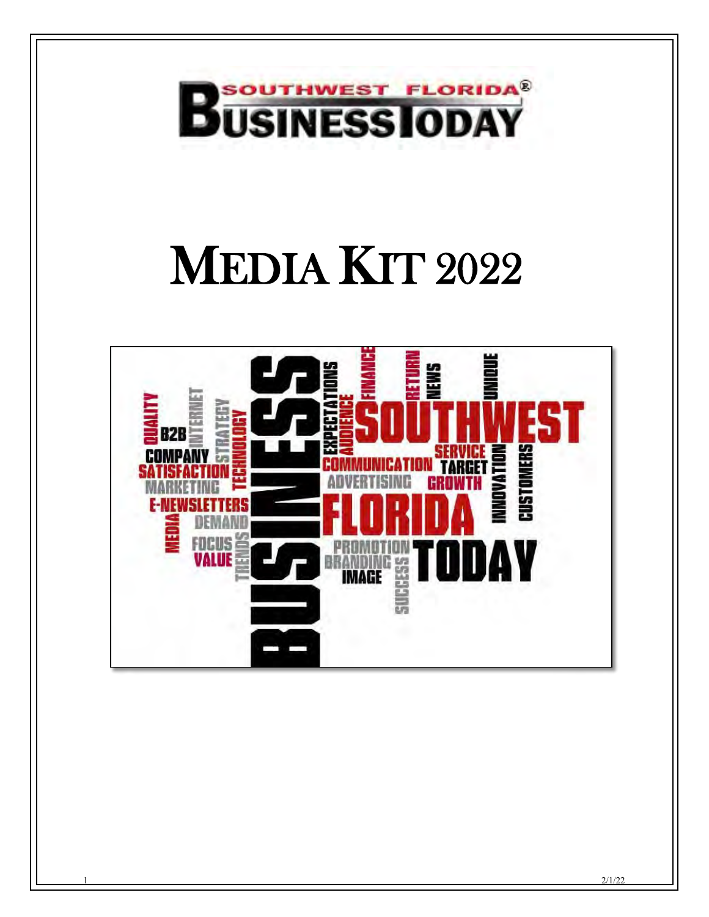# SOUTHWEST FLORIDA® BUSINESS TODAY

# MEDIA KIT 2022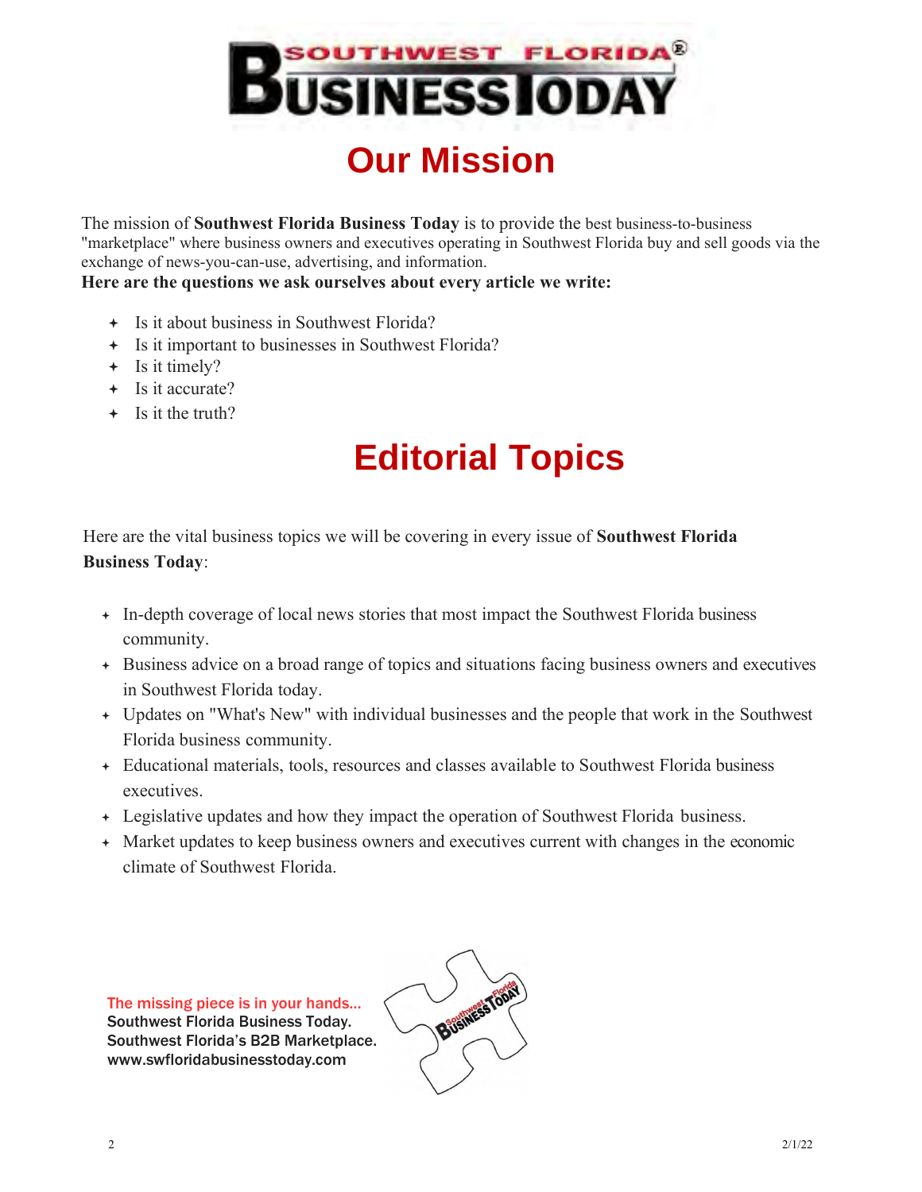# Our Mission

The mission of **Southwest Florida Business Today** is to provide the best business-to-business "marketplace" where business owners and executives operating in Southwest Florida buy and sell goods via the exchange of news-you-can-use, advertising, and information.

**Here are the questions we ask ourselves about every article we write:**

- Is it about business in Southwest Florida?
- Is it important to businesses in Southwest Florida?
- Is it timely?
- Is it accurate?
- Is it the truth?

# Editorial Topics

Here are the vital business topics we will be covering in every issue of **Southwest Florida Business Today**:

- In-depth coverage of local news stories that most impact the Southwest Florida business community.
- Business advice on a broad range of topics and situations facing business owners and executives in Southwest Florida today.
- Updates on "What's New" with individual businesses and the people that work in the Southwest Florida business community.
- Educational materials, tools, resources and classes available to Southwest Florida business executives.
- Legislative updates and how they impact the operation of Southwest Florida business.
- Market updates to keep business owners and executives current with changes in the economic climate of Southwest Florida.

The missing piece is in your hands...
Southwest Florida Business Today.
Southwest Florida's B2B Marketplace.
www.swfloridabusinesstoday.com

2/1/22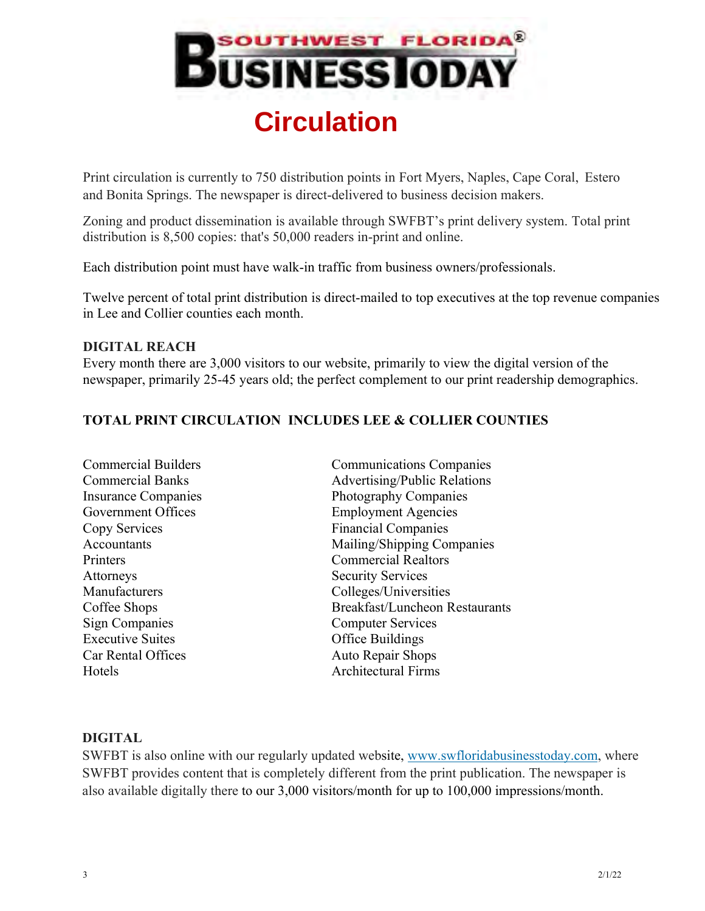# SOUTHWEST FLORIDA® BUSINESS TODAY

## Circulation

Print circulation is currently to 750 distribution points in Fort Myers, Naples, Cape Coral, Estero and Bonita Springs. The newspaper is direct-delivered to business decision makers.

Zoning and product dissemination is available through SWFBT's print delivery system. Total print distribution is 8,500 copies: that's 50,000 readers in-print and online.

Each distribution point must have walk-in traffic from business owners/professionals.

Twelve percent of total print distribution is direct-mailed to top executives at the top revenue companies in Lee and Collier counties each month.

### DIGITAL REACH

Every month there are 3,000 visitors to our website, primarily to view the digital version of the newspaper, primarily 25-45 years old; the perfect complement to our print readership demographics.

### TOTAL PRINT CIRCULATION INCLUDES LEE & COLLIER COUNTIES

- Commercial Builders
- Commercial Banks
- Insurance Companies
- Government Offices
- Copy Services
- Accountants
- Printers
- Attorneys
- Manufacturers
- Coffee Shops
- Sign Companies
- Executive Suites
- Car Rental Offices
- Hotels
- Communications Companies
- Advertising/Public Relations
- Photography Companies
- Employment Agencies
- Financial Companies
- Mailing/Shipping Companies
- Commercial Realtors
- Security Services
- Colleges/Universities
- Breakfast/Luncheon Restaurants
- Computer Services
- Office Buildings
- Auto Repair Shops
- Architectural Firms

### DIGITAL

SWFBT is also online with our regularly updated website, www.swfloridabusinesstoday.com, where SWFBT provides content that is completely different from the print publication. The newspaper is also available digitally there to our 3,000 visitors/month for up to 100,000 impressions/month.

2/1/22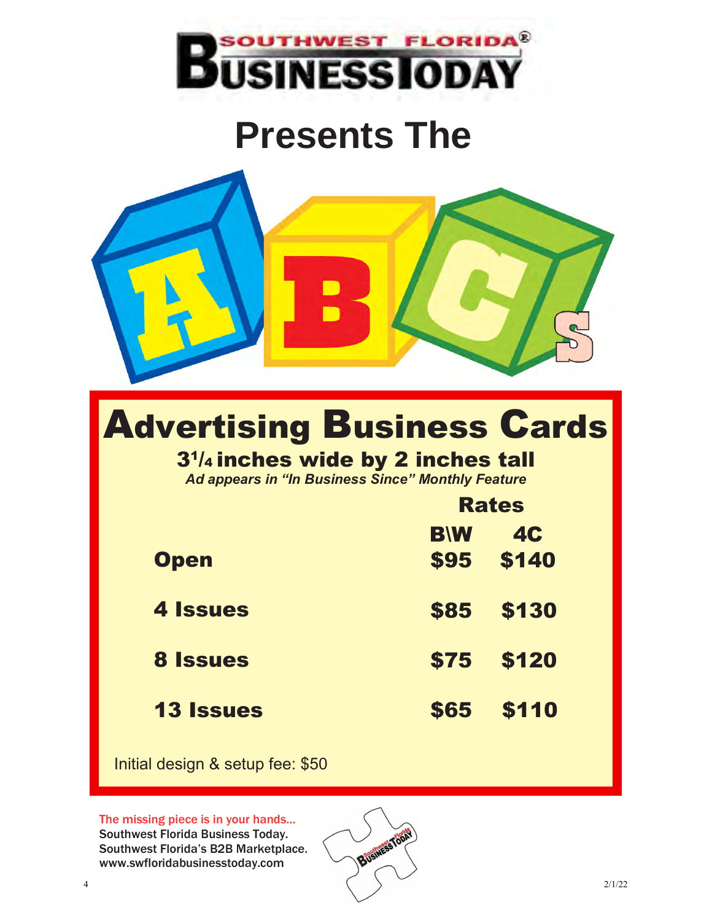# Southwest Florida Business Today

## Presents The

## ABCs

# Advertising Business Cards

### 3 1/4 inches wide by 2 inches tall

***Ad appears in "In Business Since" Monthly Feature***

| | Rates | |
|---|---|---|
| | **B\W** | **4C** |
| **Open** | **$95** | **$140** |
| **4 Issues** | **$85** | **$130** |
| **8 Issues** | **$75** | **$120** |
| **13 Issues** | **$65** | **$110** |

Initial design & setup fee: $50

The missing piece is in your hands...
Southwest Florida Business Today.
Southwest Florida's B2B Marketplace.
www.swfloridabusinesstoday.com

2/1/22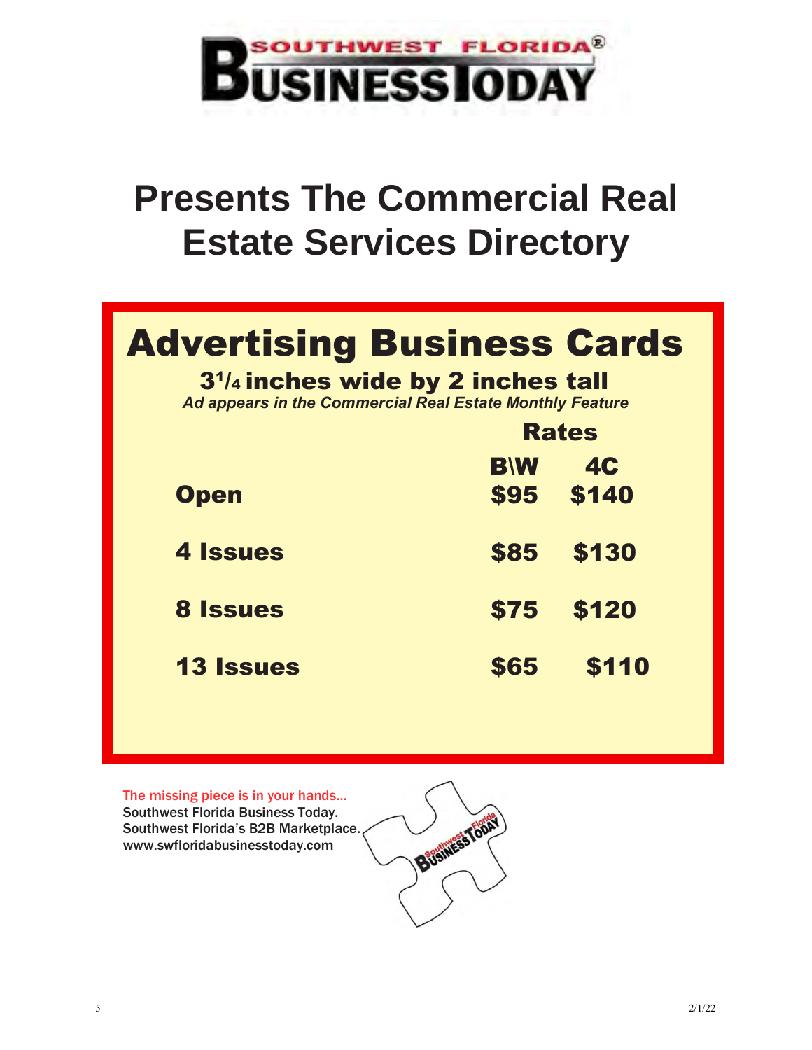# Southwest Florida Business Today

## Presents The Commercial Real Estate Services Directory

## Advertising Business Cards

**$3^1/_4$ inches wide by 2 inches tall**

***Ad appears in the Commercial Real Estate Monthly Feature***

| | Rates | |
|---|---|---|
| | **B\W** | **4C** |
| **Open** | **$95** | **$140** |
| **4 Issues** | **$85** | **$130** |
| **8 Issues** | **$75** | **$120** |
| **13 Issues** | **$65** | **$110** |

The missing piece is in your hands...
Southwest Florida Business Today.
Southwest Florida's B2B Marketplace.
www.swfloridabusinesstoday.com

2/1/22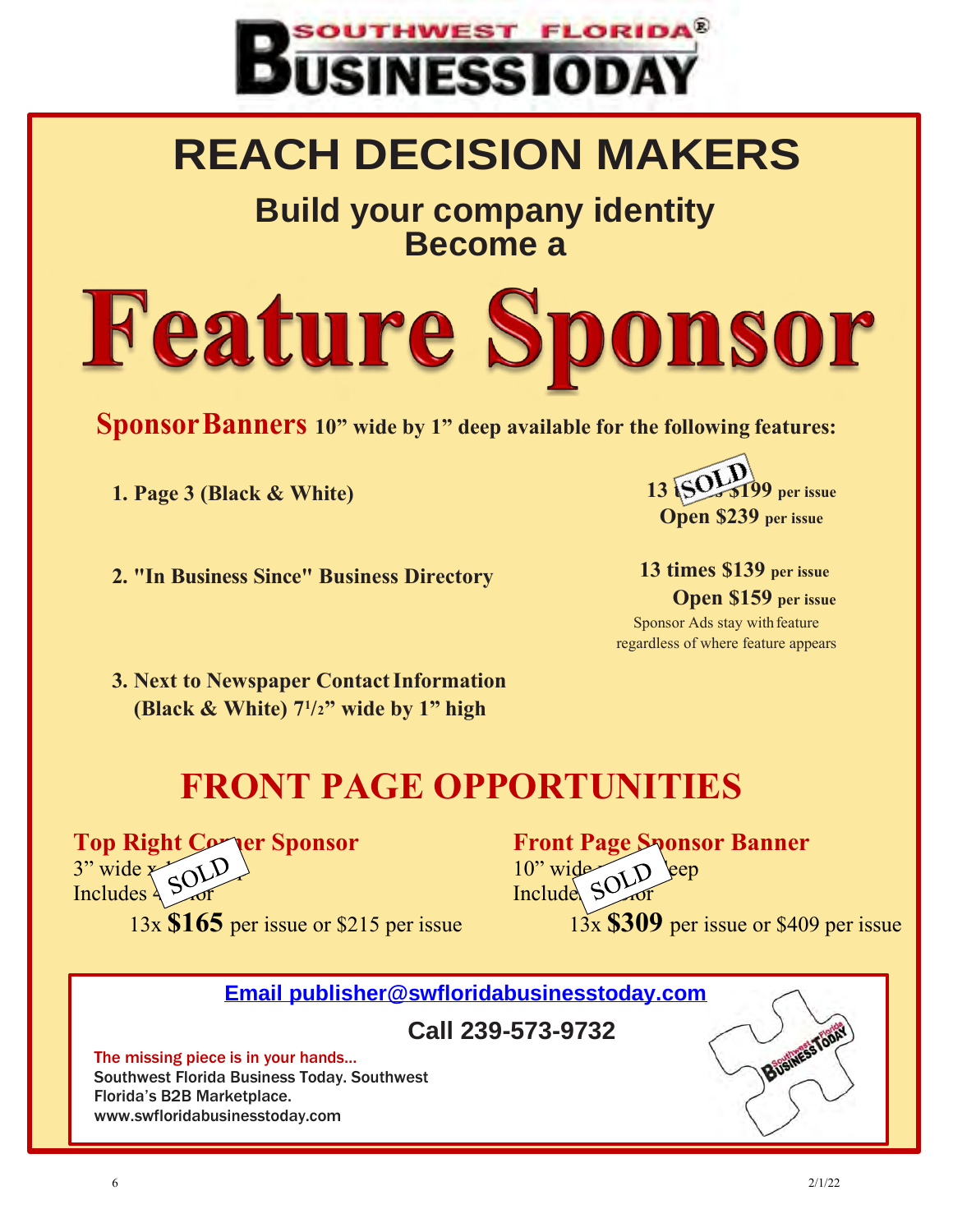# SOUTHWEST FLORIDA BUSINESS TODAY

# REACH DECISION MAKERS

## Build your company identity
## Become a

# Feature Sponsor

**Sponsor Banners** **10" wide by 1" deep available for the following features:**

1. **Page 3 (Black & White)** — **13 SOLD $199** per issue / **Open $239** per issue

2. **"In Business Since" Business Directory** — **13 times $139** per issue / **Open $159** per issue
   Sponsor Ads stay with feature regardless of where feature appears

3. **Next to Newspaper Contact Information (Black & White) 7½" wide by 1" high**

# FRONT PAGE OPPORTUNITIES

**Top Right Corner Sponsor**
3" wide x SOLD
Includes 4 ...lor
13x **$165** per issue or $215 per issue

**Front Page Sponsor Banner**
10" wide SOLD deep
Include ...lor
13x **$309** per issue or $409 per issue

**Email publisher@swfloridabusinesstoday.com**

**Call 239-573-9732**

The missing piece is in your hands...
Southwest Florida Business Today. Southwest Florida's B2B Marketplace.
www.swfloridabusinesstoday.com

2/1/22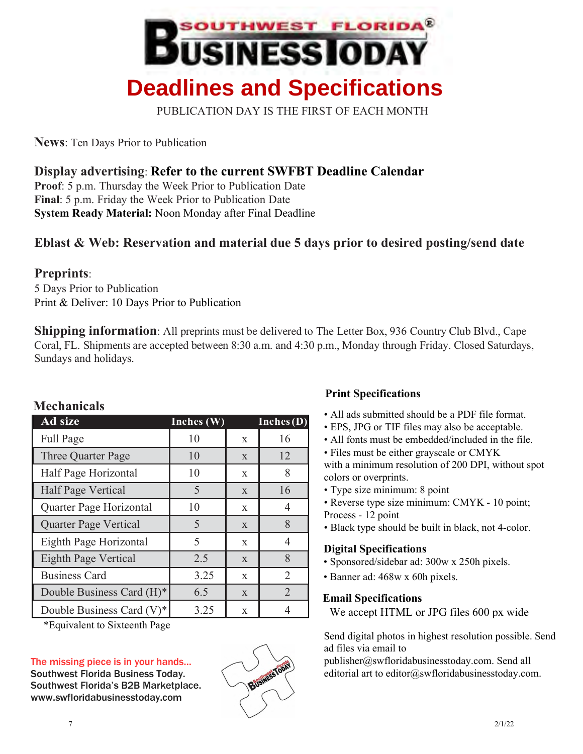# Southwest Florida Business Today

# Deadlines and Specifications

PUBLICATION DAY IS THE FIRST OF EACH MONTH

**News**: Ten Days Prior to Publication

## Display advertising: Refer to the current SWFBT Deadline Calendar

**Proof**: 5 p.m. Thursday the Week Prior to Publication Date
**Final**: 5 p.m. Friday the Week Prior to Publication Date
**System Ready Material:** Noon Monday after Final Deadline

## Eblast & Web: Reservation and material due 5 days prior to desired posting/send date

## Preprints:

5 Days Prior to Publication
Print & Deliver: 10 Days Prior to Publication

**Shipping information**: All preprints must be delivered to The Letter Box, 936 Country Club Blvd., Cape Coral, FL. Shipments are accepted between 8:30 a.m. and 4:30 p.m., Monday through Friday. Closed Saturdays, Sundays and holidays.

## Mechanicals

| Ad size | Inches (W) | | Inches (D) |
|---|---|---|---|
| Full Page | 10 | x | 16 |
| Three Quarter Page | 10 | x | 12 |
| Half Page Horizontal | 10 | x | 8 |
| Half Page Vertical | 5 | x | 16 |
| Quarter Page Horizontal | 10 | x | 4 |
| Quarter Page Vertical | 5 | x | 8 |
| Eighth Page Horizontal | 5 | x | 4 |
| Eighth Page Vertical | 2.5 | x | 8 |
| Business Card | 3.25 | x | 2 |
| Double Business Card (H)* | 6.5 | x | 2 |
| Double Business Card (V)* | 3.25 | x | 4 |

*Equivalent to Sixteenth Page

The missing piece is in your hands...
Southwest Florida Business Today.
Southwest Florida's B2B Marketplace.
www.swfloridabusinesstoday.com

### Print Specifications

- All ads submitted should be a PDF file format.
- EPS, JPG or TIF files may also be acceptable.
- All fonts must be embedded/included in the file.
- Files must be either grayscale or CMYK with a minimum resolution of 200 DPI, without spot colors or overprints.
- Type size minimum: 8 point
- Reverse type size minimum: CMYK - 10 point; Process - 12 point
- Black type should be built in black, not 4-color.

### Digital Specifications

- Sponsored/sidebar ad: 300w x 250h pixels.
- Banner ad: 468w x 60h pixels.

### Email Specifications

We accept HTML or JPG files 600 px wide

Send digital photos in highest resolution possible. Send ad files via email to publisher@swfloridabusinesstoday.com. Send all editorial art to editor@swfloridabusinesstoday.com.

2/1/22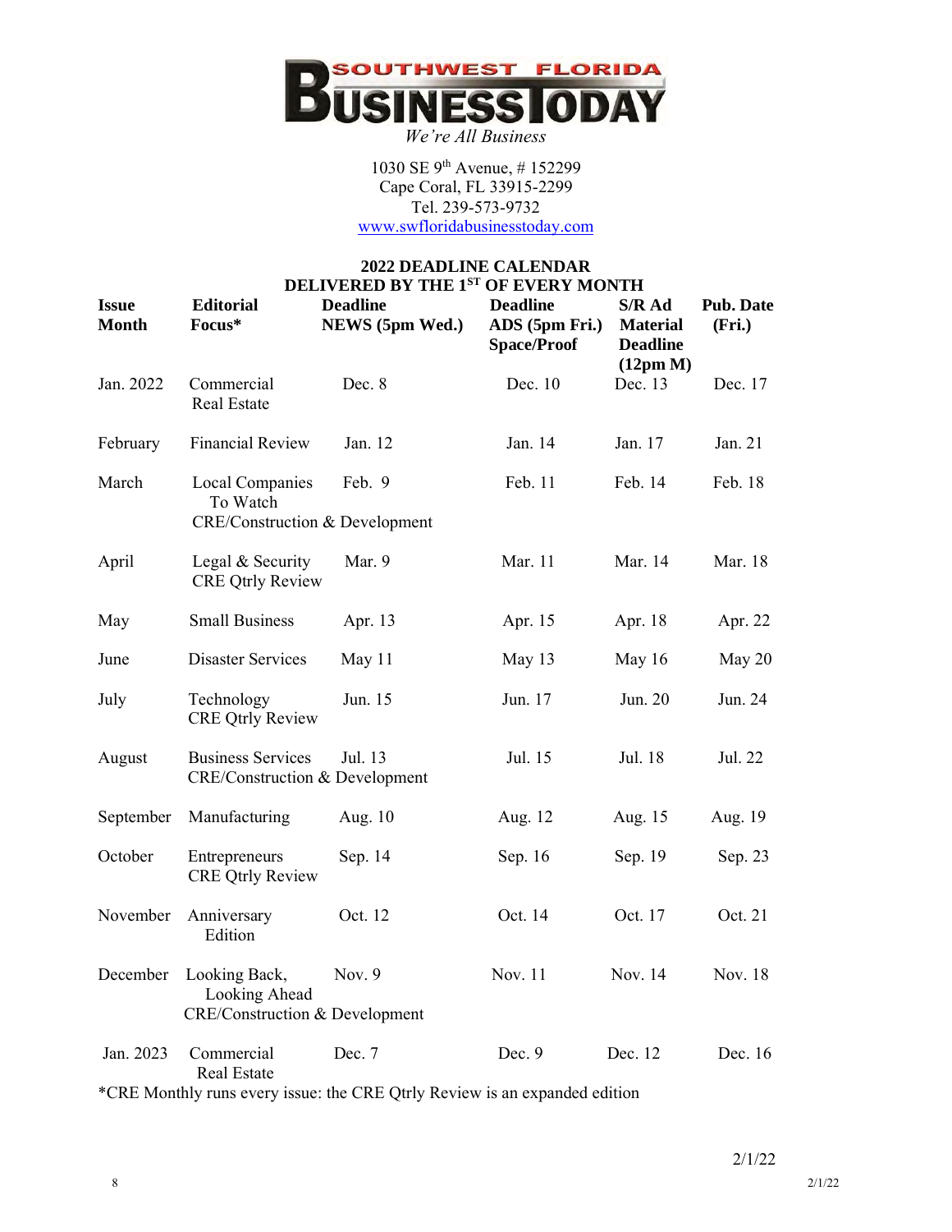**SOUTHWEST FLORIDA BUSINESS TODAY**

*We're All Business*

1030 SE 9th Avenue, # 152299
Cape Coral, FL 33915-2299
Tel. 239-573-9732
www.swfloridabusinesstoday.com

## 2022 DEADLINE CALENDAR
## DELIVERED BY THE 1ST OF EVERY MONTH

| Issue Month | Editorial Focus* | Deadline NEWS (5pm Wed.) | Deadline ADS (5pm Fri.) Space/Proof | S/R Ad Material Deadline (12pm M) | Pub. Date (Fri.) |
|---|---|---|---|---|---|
| Jan. 2022 | Commercial Real Estate | Dec. 8 | Dec. 10 | Dec. 13 | Dec. 17 |
| February | Financial Review | Jan. 12 | Jan. 14 | Jan. 17 | Jan. 21 |
| March | Local Companies To Watch CRE/Construction & Development | Feb. 9 | Feb. 11 | Feb. 14 | Feb. 18 |
| April | Legal & Security CRE Qtrly Review | Mar. 9 | Mar. 11 | Mar. 14 | Mar. 18 |
| May | Small Business | Apr. 13 | Apr. 15 | Apr. 18 | Apr. 22 |
| June | Disaster Services | May 11 | May 13 | May 16 | May 20 |
| July | Technology CRE Qtrly Review | Jun. 15 | Jun. 17 | Jun. 20 | Jun. 24 |
| August | Business Services CRE/Construction & Development | Jul. 13 | Jul. 15 | Jul. 18 | Jul. 22 |
| September | Manufacturing | Aug. 10 | Aug. 12 | Aug. 15 | Aug. 19 |
| October | Entrepreneurs CRE Qtrly Review | Sep. 14 | Sep. 16 | Sep. 19 | Sep. 23 |
| November | Anniversary Edition | Oct. 12 | Oct. 14 | Oct. 17 | Oct. 21 |
| December | Looking Back, Looking Ahead CRE/Construction & Development | Nov. 9 | Nov. 11 | Nov. 14 | Nov. 18 |
| Jan. 2023 | Commercial Real Estate | Dec. 7 | Dec. 9 | Dec. 12 | Dec. 16 |

*CRE Monthly runs every issue: the CRE Qtrly Review is an expanded edition

2/1/22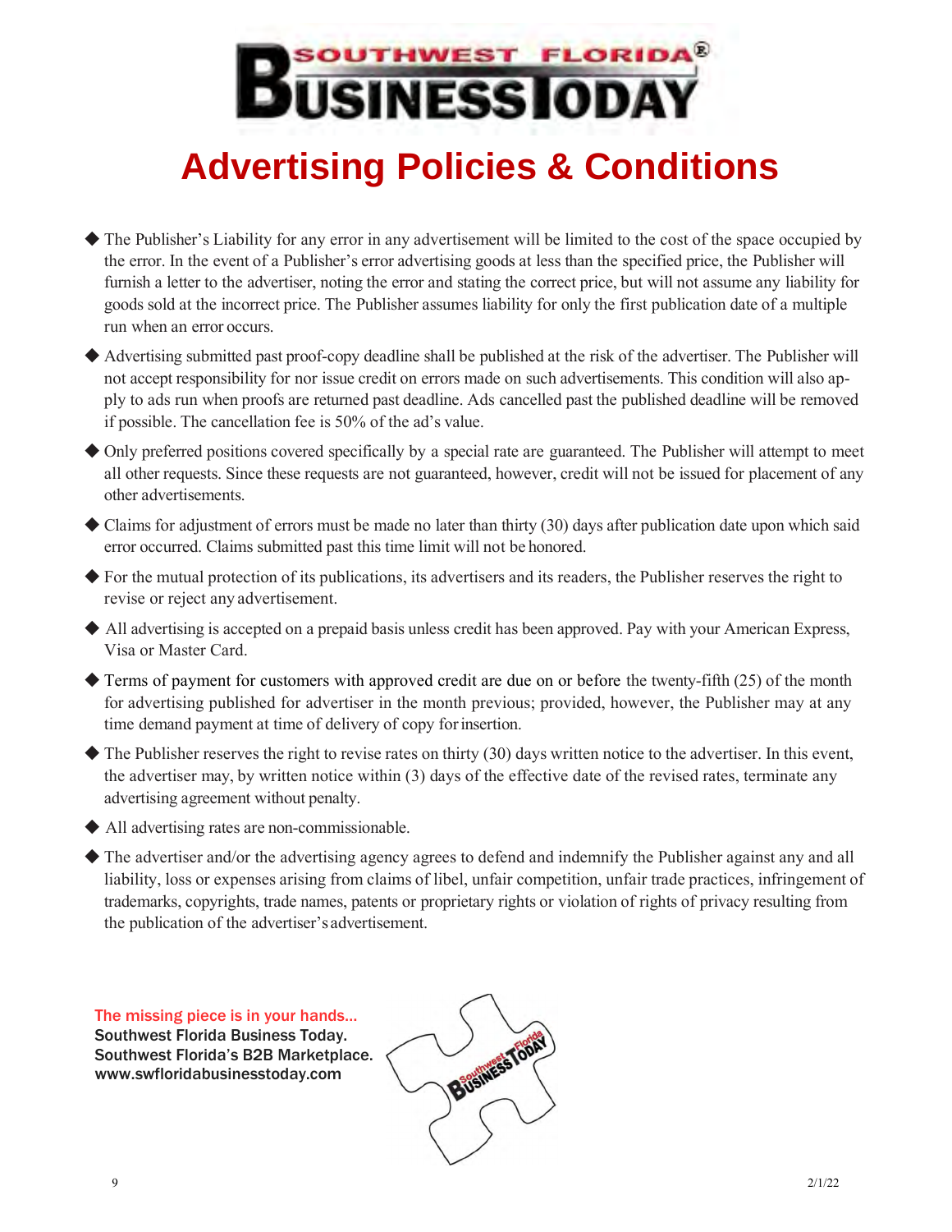# Advertising Policies & Conditions

- The Publisher's Liability for any error in any advertisement will be limited to the cost of the space occupied by the error. In the event of a Publisher's error advertising goods at less than the specified price, the Publisher will furnish a letter to the advertiser, noting the error and stating the correct price, but will not assume any liability for goods sold at the incorrect price. The Publisher assumes liability for only the first publication date of a multiple run when an error occurs.
- Advertising submitted past proof-copy deadline shall be published at the risk of the advertiser. The Publisher will not accept responsibility for nor issue credit on errors made on such advertisements. This condition will also apply to ads run when proofs are returned past deadline. Ads cancelled past the published deadline will be removed if possible. The cancellation fee is 50% of the ad's value.
- Only preferred positions covered specifically by a special rate are guaranteed. The Publisher will attempt to meet all other requests. Since these requests are not guaranteed, however, credit will not be issued for placement of any other advertisements.
- Claims for adjustment of errors must be made no later than thirty (30) days after publication date upon which said error occurred. Claims submitted past this time limit will not be honored.
- For the mutual protection of its publications, its advertisers and its readers, the Publisher reserves the right to revise or reject any advertisement.
- All advertising is accepted on a prepaid basis unless credit has been approved. Pay with your American Express, Visa or Master Card.
- Terms of payment for customers with approved credit are due on or before the twenty-fifth (25) of the month for advertising published for advertiser in the month previous; provided, however, the Publisher may at any time demand payment at time of delivery of copy for insertion.
- The Publisher reserves the right to revise rates on thirty (30) days written notice to the advertiser. In this event, the advertiser may, by written notice within (3) days of the effective date of the revised rates, terminate any advertising agreement without penalty.
- All advertising rates are non-commissionable.
- The advertiser and/or the advertising agency agrees to defend and indemnify the Publisher against any and all liability, loss or expenses arising from claims of libel, unfair competition, unfair trade practices, infringement of trademarks, copyrights, trade names, patents or proprietary rights or violation of rights of privacy resulting from the publication of the advertiser's advertisement.

The missing piece is in your hands...
Southwest Florida Business Today.
Southwest Florida's B2B Marketplace.
www.swfloridabusinesstoday.com

2/1/22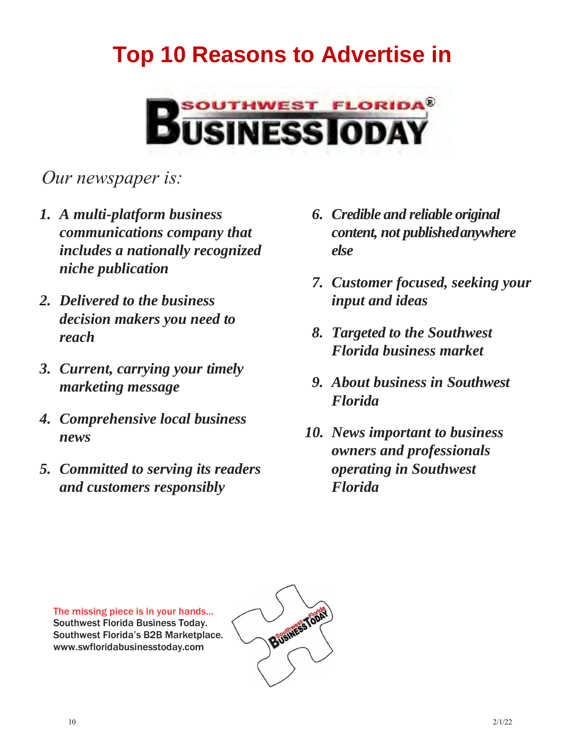# Top 10 Reasons to Advertise in

SOUTHWEST FLORIDA® BUSINESS TODAY

*Our newspaper is:*

1. ***A multi-platform business communications company that includes a nationally recognized niche publication***
2. ***Delivered to the business decision makers you need to reach***
3. ***Current, carrying your timely marketing message***
4. ***Comprehensive local business news***
5. ***Committed to serving its readers and customers responsibly***
6. ***Credible and reliable original content, not published anywhere else***
7. ***Customer focused, seeking your input and ideas***
8. ***Targeted to the Southwest Florida business market***
9. ***About business in Southwest Florida***
10. ***News important to business owners and professionals operating in Southwest Florida***

The missing piece is in your hands...
Southwest Florida Business Today.
Southwest Florida's B2B Marketplace.
www.swfloridabusinesstoday.com

2/1/22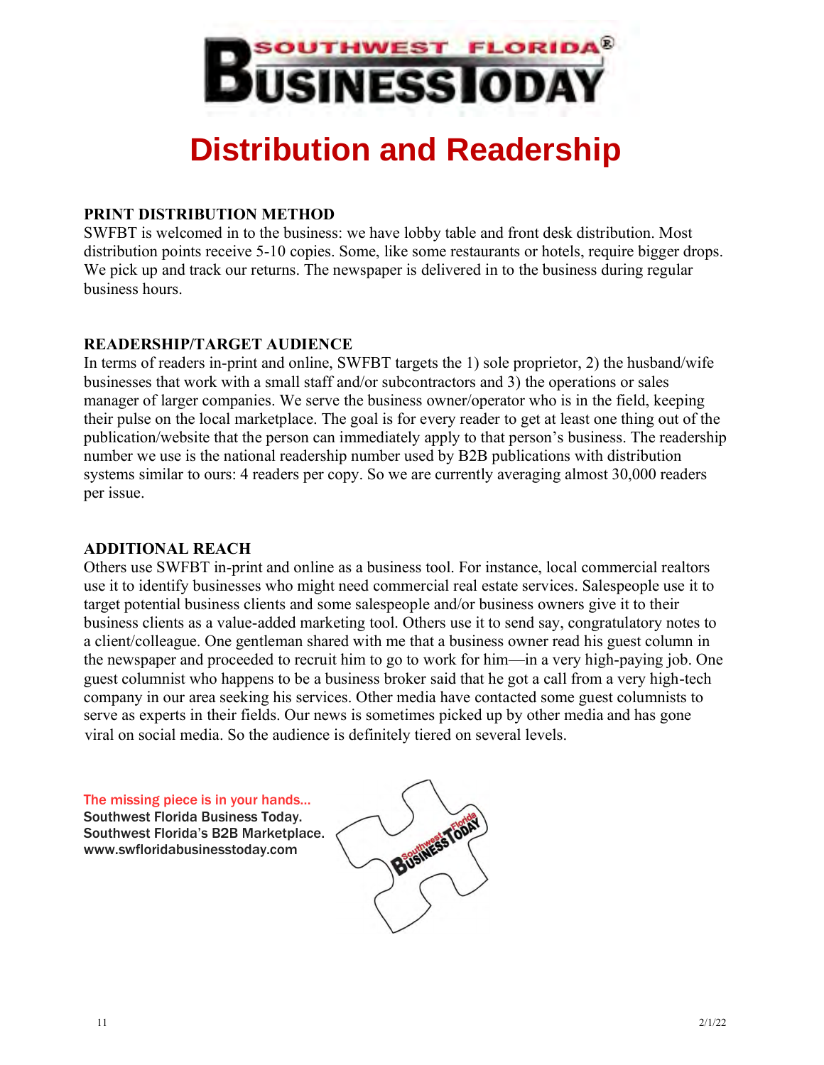# Distribution and Readership

**PRINT DISTRIBUTION METHOD**

SWFBT is welcomed in to the business: we have lobby table and front desk distribution. Most distribution points receive 5-10 copies. Some, like some restaurants or hotels, require bigger drops. We pick up and track our returns. The newspaper is delivered in to the business during regular business hours.

**READERSHIP/TARGET AUDIENCE**

In terms of readers in-print and online, SWFBT targets the 1) sole proprietor, 2) the husband/wife businesses that work with a small staff and/or subcontractors and 3) the operations or sales manager of larger companies. We serve the business owner/operator who is in the field, keeping their pulse on the local marketplace. The goal is for every reader to get at least one thing out of the publication/website that the person can immediately apply to that person's business. The readership number we use is the national readership number used by B2B publications with distribution systems similar to ours: 4 readers per copy. So we are currently averaging almost 30,000 readers per issue.

**ADDITIONAL REACH**

Others use SWFBT in-print and online as a business tool. For instance, local commercial realtors use it to identify businesses who might need commercial real estate services. Salespeople use it to target potential business clients and some salespeople and/or business owners give it to their business clients as a value-added marketing tool. Others use it to send say, congratulatory notes to a client/colleague. One gentleman shared with me that a business owner read his guest column in the newspaper and proceeded to recruit him to go to work for him—in a very high-paying job. One guest columnist who happens to be a business broker said that he got a call from a very high-tech company in our area seeking his services. Other media have contacted some guest columnists to serve as experts in their fields. Our news is sometimes picked up by other media and has gone viral on social media. So the audience is definitely tiered on several levels.

The missing piece is in your hands...
**Southwest Florida Business Today.**
**Southwest Florida's B2B Marketplace.**
**www.swfloridabusinesstoday.com**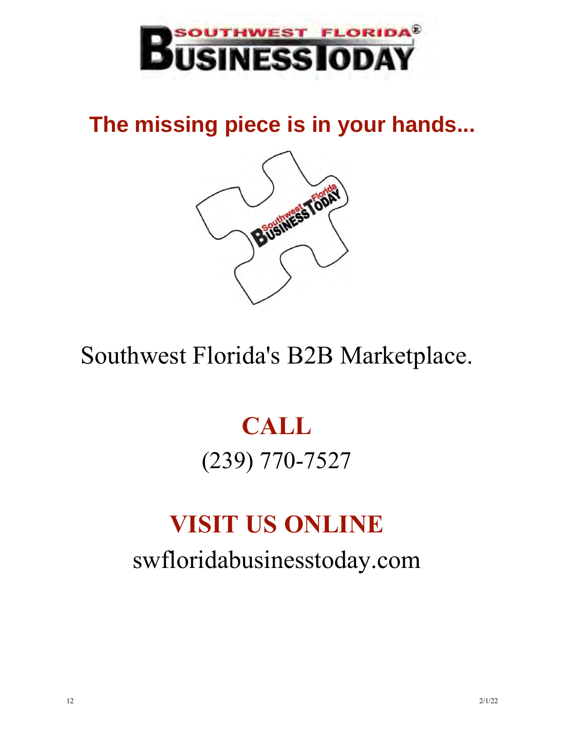SOUTHWEST FLORIDA® BUSINESS TODAY

## The missing piece is in your hands...

Southwest Florida's B2B Marketplace.

## CALL

(239) 770-7527

## VISIT US ONLINE

swfloridabusinesstoday.com